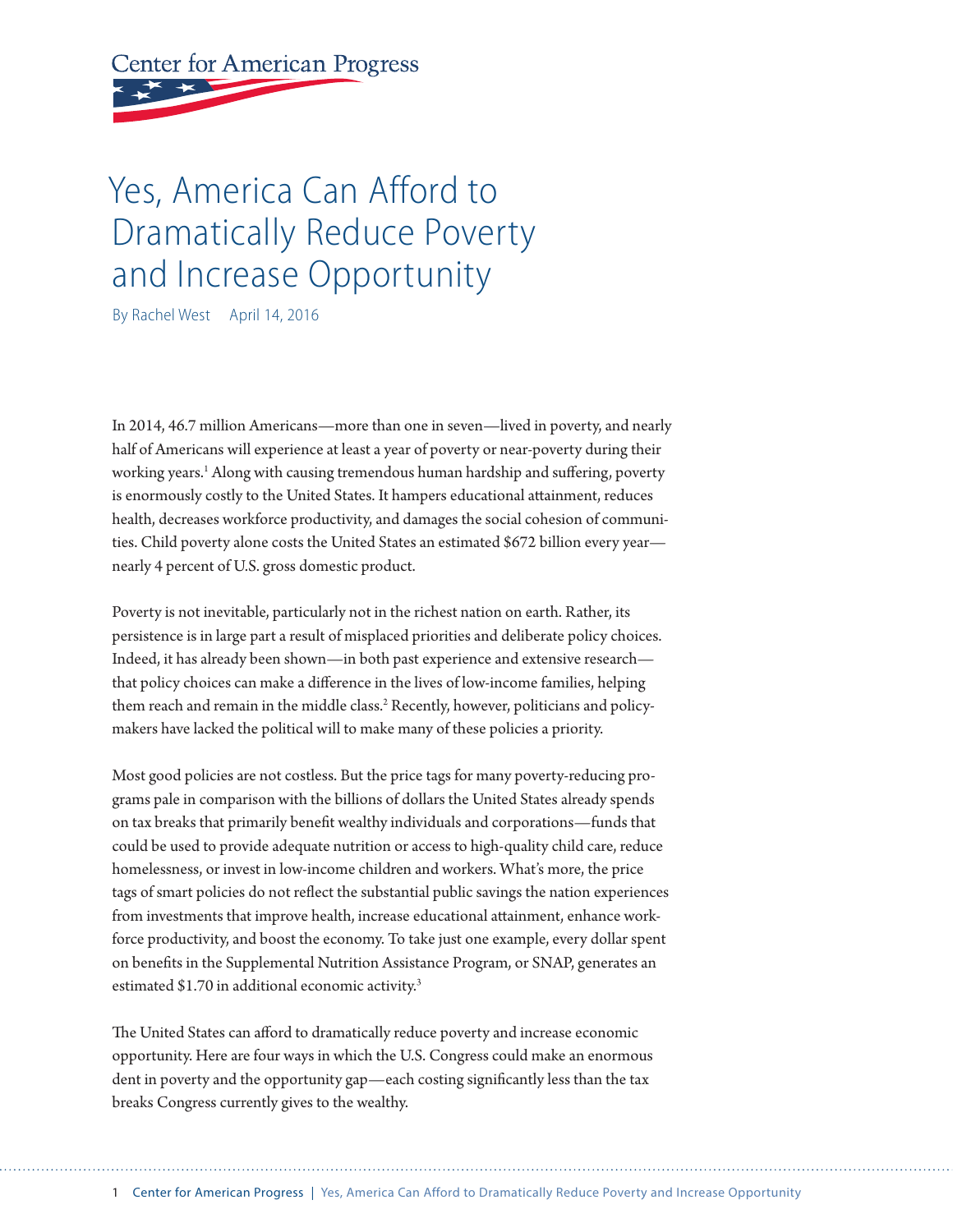Center for American Progress

# Yes, America Can Afford to Dramatically Reduce Poverty and Increase Opportunity

By Rachel West April 14, 2016

In 2014, 46.7 million Americans—more than one in seven—lived in poverty, and nearly half of Americans will experience at least a year of poverty or near-poverty during their working years.[1] Along with causing tremendous human hardship and suffering, poverty is enormously costly to the United States. It hampers educational attainment, reduces health, decreases workforce productivity, and damages the social cohesion of communities. Child poverty alone costs the United States an estimated $672 billion every year—nearly 4 percent of U.S. gross domestic product.

Poverty is not inevitable, particularly not in the richest nation on earth. Rather, its persistence is in large part a result of misplaced priorities and deliberate policy choices. Indeed, it has already been shown—in both past experience and extensive research—that policy choices can make a difference in the lives of low-income families, helping them reach and remain in the middle class.[2] Recently, however, politicians and policymakers have lacked the political will to make many of these policies a priority.

Most good policies are not costless. But the price tags for many poverty-reducing programs pale in comparison with the billions of dollars the United States already spends on tax breaks that primarily benefit wealthy individuals and corporations—funds that could be used to provide adequate nutrition or access to high-quality child care, reduce homelessness, or invest in low-income children and workers. What's more, the price tags of smart policies do not reflect the substantial public savings the nation experiences from investments that improve health, increase educational attainment, enhance workforce productivity, and boost the economy. To take just one example, every dollar spent on benefits in the Supplemental Nutrition Assistance Program, or SNAP, generates an estimated $1.70 in additional economic activity.[3]

The United States can afford to dramatically reduce poverty and increase economic opportunity. Here are four ways in which the U.S. Congress could make an enormous dent in poverty and the opportunity gap—each costing significantly less than the tax breaks Congress currently gives to the wealthy.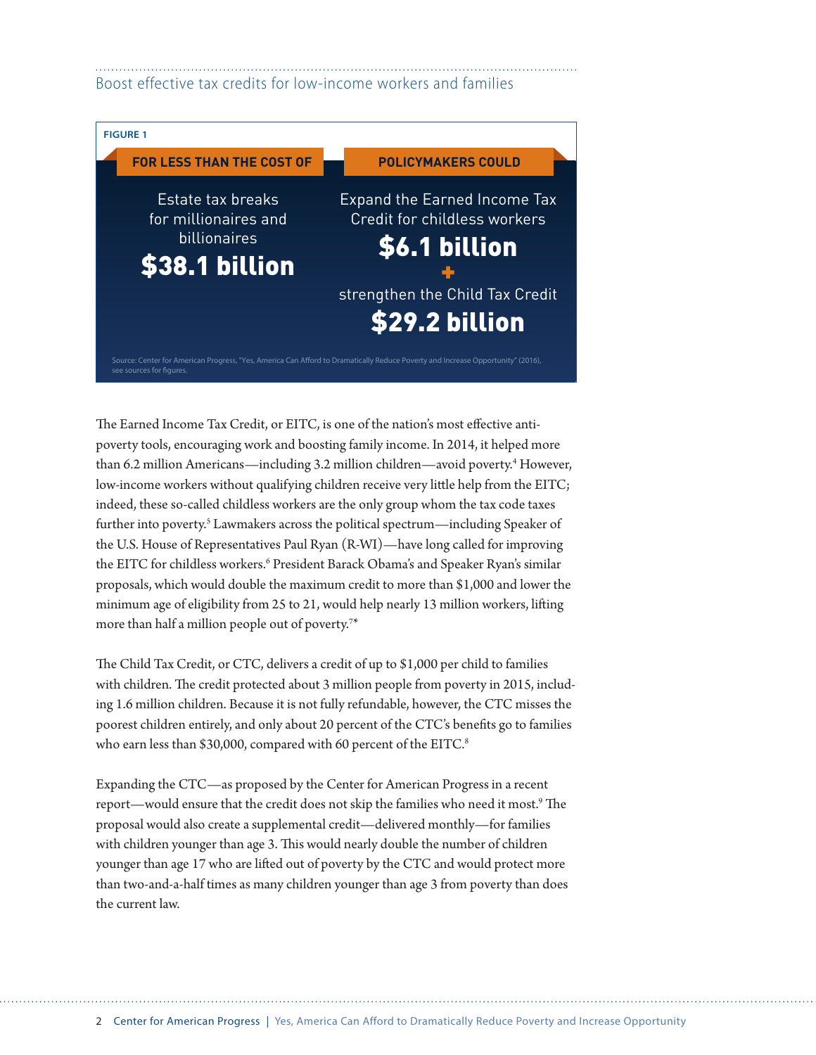## Boost effective tax credits for low-income workers and families

FIGURE 1

FOR LESS THAN THE COST OF

Estate tax breaks for millionaires and billionaires

**$38.1 billion**

POLICYMAKERS COULD

Expand the Earned Income Tax Credit for childless workers

**$6.1 billion**

+

strengthen the Child Tax Credit

**$29.2 billion**

Source: Center for American Progress, "Yes, America Can Afford to Dramatically Reduce Poverty and Increase Opportunity" (2016), see sources for figures.

The Earned Income Tax Credit, or EITC, is one of the nation's most effective anti-poverty tools, encouraging work and boosting family income. In 2014, it helped more than 6.2 million Americans—including 3.2 million children—avoid poverty.[4] However, low-income workers without qualifying children receive very little help from the EITC; indeed, these so-called childless workers are the only group whom the tax code taxes further into poverty.[5] Lawmakers across the political spectrum—including Speaker of the U.S. House of Representatives Paul Ryan (R-WI)—have long called for improving the EITC for childless workers.[6] President Barack Obama's and Speaker Ryan's similar proposals, which would double the maximum credit to more than $1,000 and lower the minimum age of eligibility from 25 to 21, would help nearly 13 million workers, lifting more than half a million people out of poverty.[7*]

The Child Tax Credit, or CTC, delivers a credit of up to $1,000 per child to families with children. The credit protected about 3 million people from poverty in 2015, including 1.6 million children. Because it is not fully refundable, however, the CTC misses the poorest children entirely, and only about 20 percent of the CTC's benefits go to families who earn less than $30,000, compared with 60 percent of the EITC.[8]

Expanding the CTC—as proposed by the Center for American Progress in a recent report—would ensure that the credit does not skip the families who need it most.[9] The proposal would also create a supplemental credit—delivered monthly—for families with children younger than age 3. This would nearly double the number of children younger than age 17 who are lifted out of poverty by the CTC and would protect more than two-and-a-half times as many children younger than age 3 from poverty than does the current law.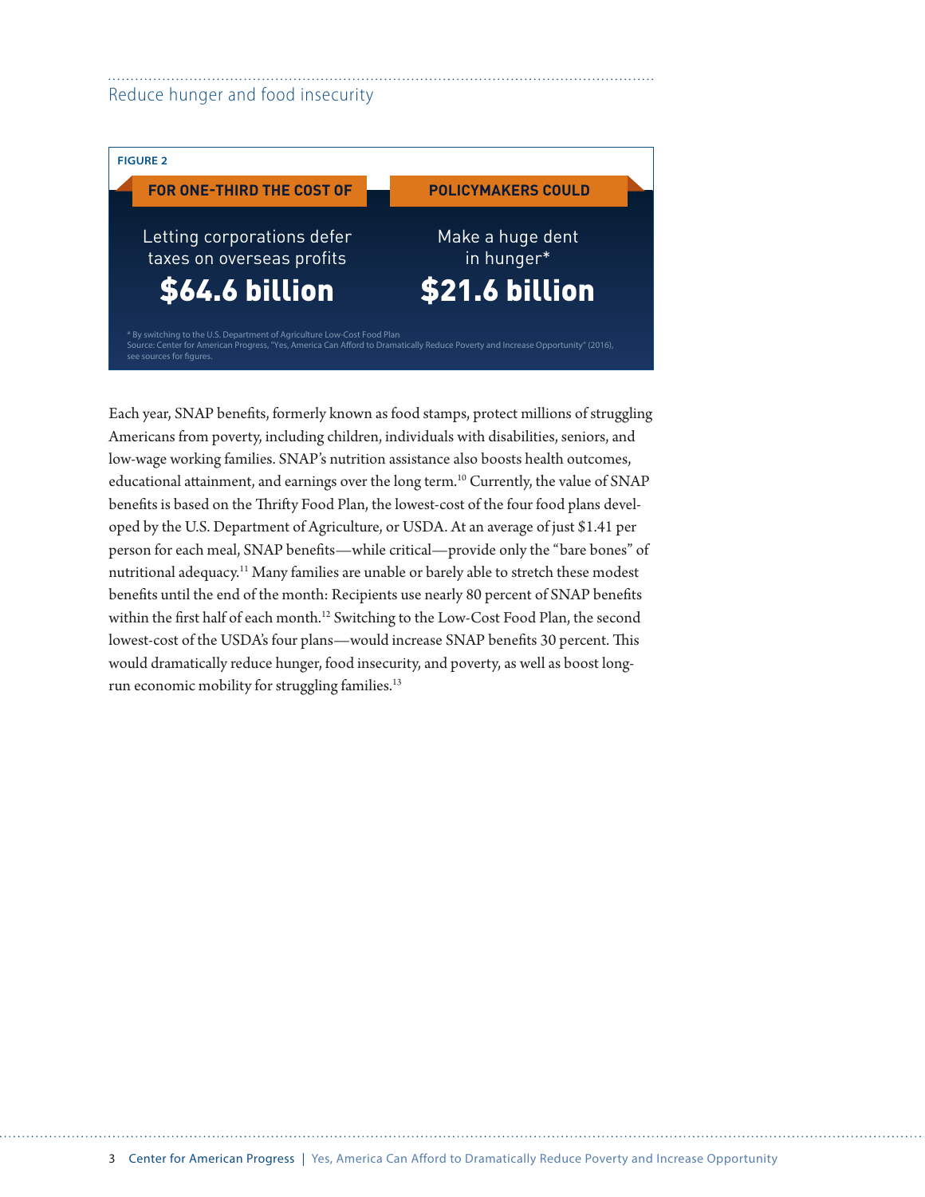## Reduce hunger and food insecurity

FIGURE 2

**FOR ONE-THIRD THE COST OF**

Letting corporations defer taxes on overseas profits

**$64.6 billion**

**POLICYMAKERS COULD**

Make a huge dent in hunger*

**$21.6 billion**

* By switching to the U.S. Department of Agriculture Low-Cost Food Plan
Source: Center for American Progress, "Yes, America Can Afford to Dramatically Reduce Poverty and Increase Opportunity" (2016), see sources for figures.

Each year, SNAP benefits, formerly known as food stamps, protect millions of struggling Americans from poverty, including children, individuals with disabilities, seniors, and low-wage working families. SNAP's nutrition assistance also boosts health outcomes, educational attainment, and earnings over the long term.[10] Currently, the value of SNAP benefits is based on the Thrifty Food Plan, the lowest-cost of the four food plans developed by the U.S. Department of Agriculture, or USDA. At an average of just $1.41 per person for each meal, SNAP benefits—while critical—provide only the "bare bones" of nutritional adequacy.[11] Many families are unable or barely able to stretch these modest benefits until the end of the month: Recipients use nearly 80 percent of SNAP benefits within the first half of each month.[12] Switching to the Low-Cost Food Plan, the second lowest-cost of the USDA's four plans—would increase SNAP benefits 30 percent. This would dramatically reduce hunger, food insecurity, and poverty, as well as boost long-run economic mobility for struggling families.[13]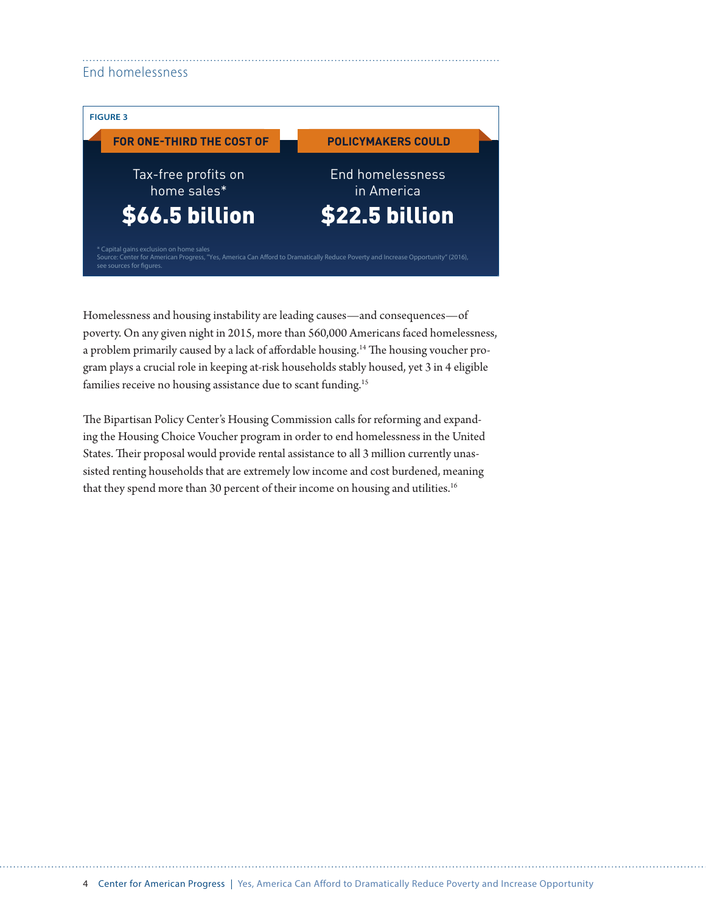## End homelessness

FIGURE 3

FOR ONE-THIRD THE COST OF

Tax-free profits on home sales*

**$66.5 billion**

POLICYMAKERS COULD

End homelessness in America

**$22.5 billion**

* Capital gains exclusion on home sales
Source: Center for American Progress, "Yes, America Can Afford to Dramatically Reduce Poverty and Increase Opportunity" (2016), see sources for figures.

Homelessness and housing instability are leading causes—and consequences—of poverty. On any given night in 2015, more than 560,000 Americans faced homelessness, a problem primarily caused by a lack of affordable housing.[14] The housing voucher program plays a crucial role in keeping at-risk households stably housed, yet 3 in 4 eligible families receive no housing assistance due to scant funding.[15]

The Bipartisan Policy Center's Housing Commission calls for reforming and expanding the Housing Choice Voucher program in order to end homelessness in the United States. Their proposal would provide rental assistance to all 3 million currently unassisted renting households that are extremely low income and cost burdened, meaning that they spend more than 30 percent of their income on housing and utilities.[16]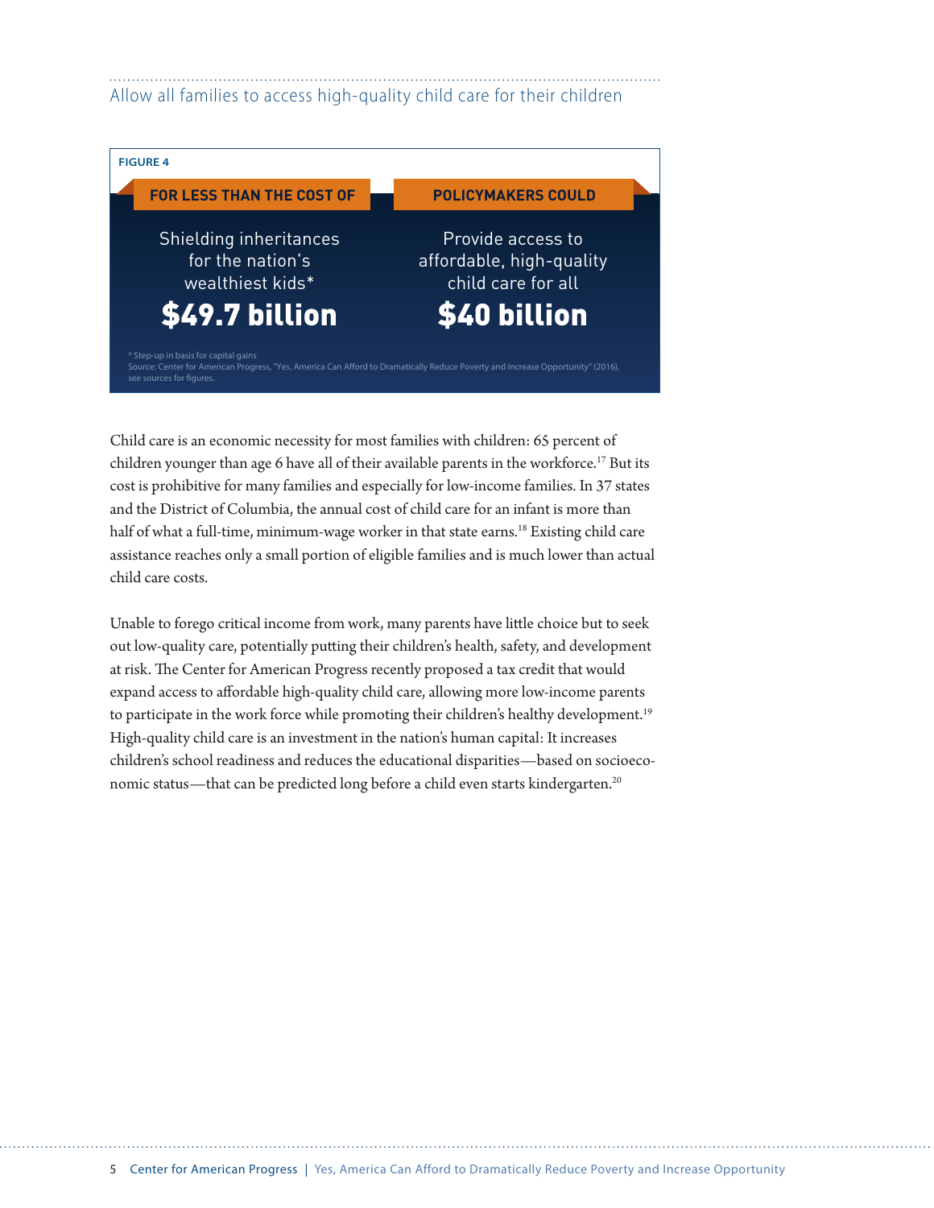## Allow all families to access high-quality child care for their children

**FIGURE 4**

**FOR LESS THAN THE COST OF**

Shielding inheritances for the nation's wealthiest kids*

**$49.7 billion**

**POLICYMAKERS COULD**

Provide access to affordable, high-quality child care for all

**$40 billion**

* Step-up in basis for capital gains
Source: Center for American Progress, "Yes, America Can Afford to Dramatically Reduce Poverty and Increase Opportunity" (2016), see sources for figures.

Child care is an economic necessity for most families with children: 65 percent of children younger than age 6 have all of their available parents in the workforce.[17] But its cost is prohibitive for many families and especially for low-income families. In 37 states and the District of Columbia, the annual cost of child care for an infant is more than half of what a full-time, minimum-wage worker in that state earns.[18] Existing child care assistance reaches only a small portion of eligible families and is much lower than actual child care costs.

Unable to forego critical income from work, many parents have little choice but to seek out low-quality care, potentially putting their children's health, safety, and development at risk. The Center for American Progress recently proposed a tax credit that would expand access to affordable high-quality child care, allowing more low-income parents to participate in the work force while promoting their children's healthy development.[19] High-quality child care is an investment in the nation's human capital: It increases children's school readiness and reduces the educational disparities—based on socioeconomic status—that can be predicted long before a child even starts kindergarten.[20]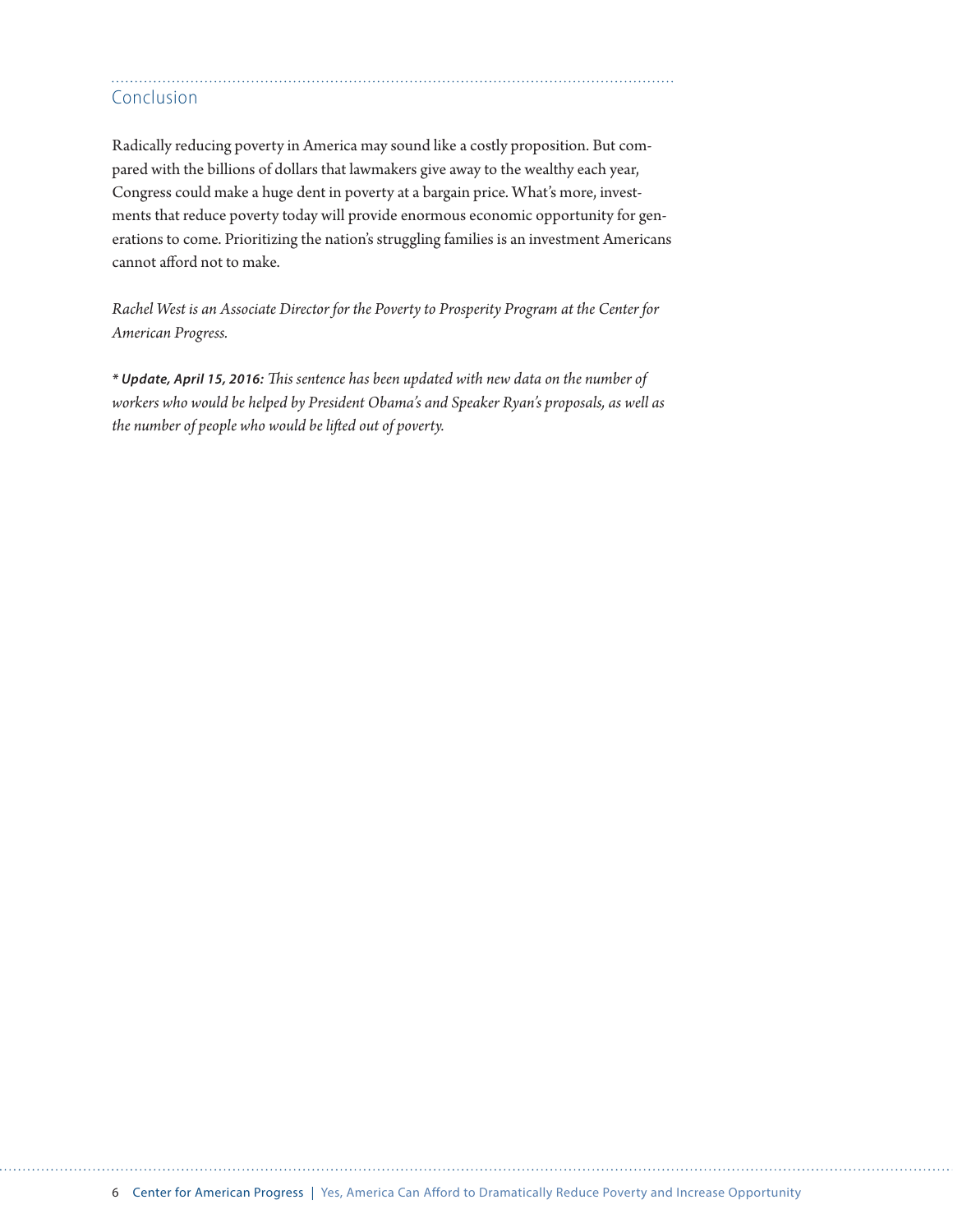## Conclusion

Radically reducing poverty in America may sound like a costly proposition. But compared with the billions of dollars that lawmakers give away to the wealthy each year, Congress could make a huge dent in poverty at a bargain price. What's more, investments that reduce poverty today will provide enormous economic opportunity for generations to come. Prioritizing the nation's struggling families is an investment Americans cannot afford not to make.

*Rachel West is an Associate Director for the Poverty to Prosperity Program at the Center for American Progress.*

***\* Update, April 15, 2016:** This sentence has been updated with new data on the number of workers who would be helped by President Obama's and Speaker Ryan's proposals, as well as the number of people who would be lifted out of poverty.*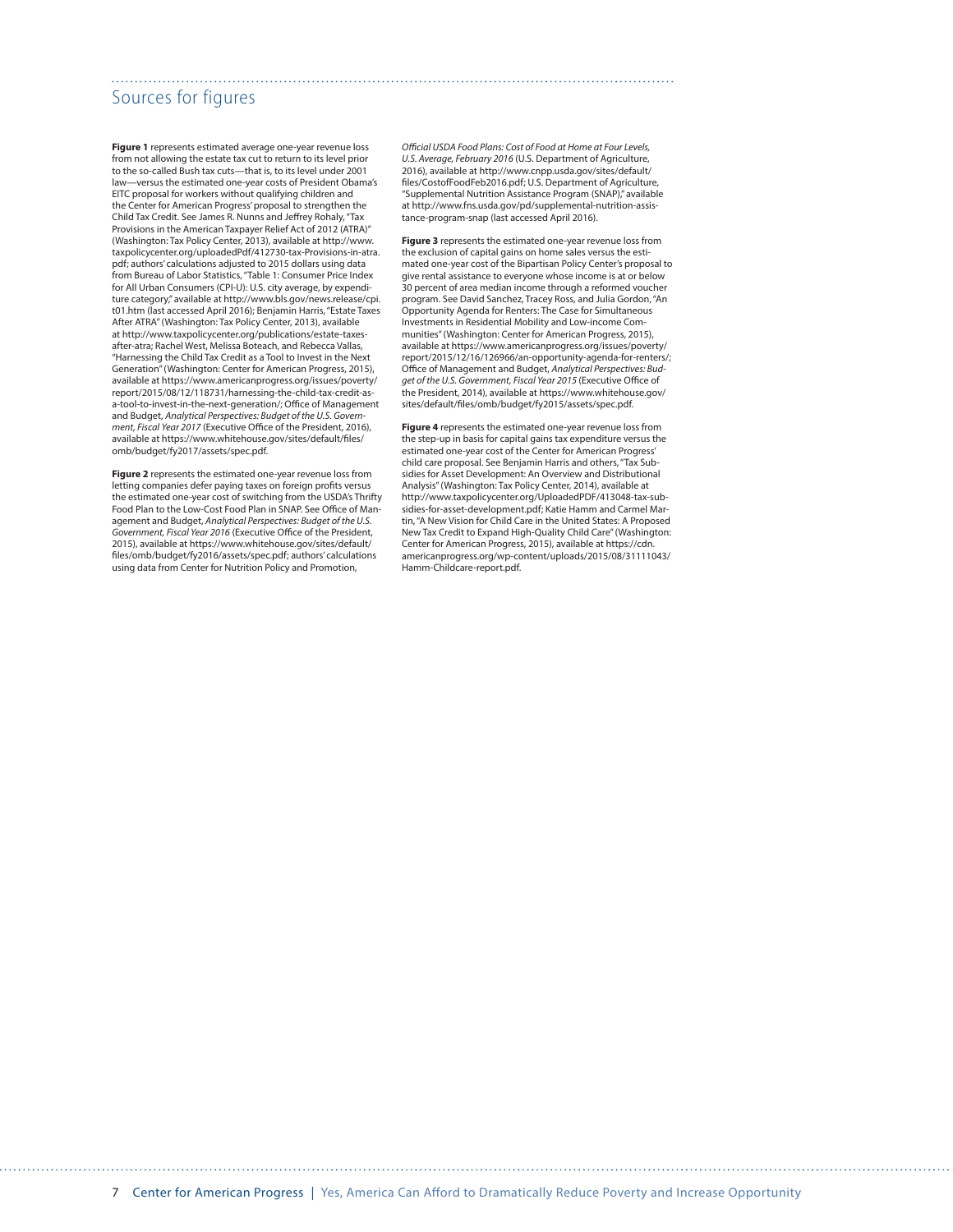## Sources for figures

**Figure 1** represents estimated average one-year revenue loss from not allowing the estate tax cut to return to its level prior to the so-called Bush tax cuts—that is, to its level under 2001 law—versus the estimated one-year costs of President Obama's EITC proposal for workers without qualifying children and the Center for American Progress' proposal to strengthen the Child Tax Credit. See James R. Nunns and Jeffrey Rohaly, "Tax Provisions in the American Taxpayer Relief Act of 2012 (ATRA)" (Washington: Tax Policy Center, 2013), available at http://www.taxpolicycenter.org/uploadedPdf/412730-tax-Provisions-in-atra.pdf; authors' calculations adjusted to 2015 dollars using data from Bureau of Labor Statistics, "Table 1: Consumer Price Index for All Urban Consumers (CPI-U): U.S. city average, by expenditure category," available at http://www.bls.gov/news.release/cpi.t01.htm (last accessed April 2016); Benjamin Harris, "Estate Taxes After ATRA" (Washington: Tax Policy Center, 2013), available at http://www.taxpolicycenter.org/publications/estate-taxes-after-atra; Rachel West, Melissa Boteach, and Rebecca Vallas, "Harnessing the Child Tax Credit as a Tool to Invest in the Next Generation" (Washington: Center for American Progress, 2015), available at https://www.americanprogress.org/issues/poverty/report/2015/08/12/118731/harnessing-the-child-tax-credit-as-a-tool-to-invest-in-the-next-generation/; Office of Management and Budget, *Analytical Perspectives: Budget of the U.S. Government, Fiscal Year 2017* (Executive Office of the President, 2016), available at https://www.whitehouse.gov/sites/default/files/omb/budget/fy2017/assets/spec.pdf.

**Figure 2** represents the estimated one-year revenue loss from letting companies defer paying taxes on foreign profits versus the estimated one-year cost of switching from the USDA's Thrifty Food Plan to the Low-Cost Food Plan in SNAP. See Office of Management and Budget, *Analytical Perspectives: Budget of the U.S. Government, Fiscal Year 2016* (Executive Office of the President, 2015), available at https://www.whitehouse.gov/sites/default/files/omb/budget/fy2016/assets/spec.pdf; authors' calculations using data from Center for Nutrition Policy and Promotion, *Official USDA Food Plans: Cost of Food at Home at Four Levels, U.S. Average, February 2016* (U.S. Department of Agriculture, 2016), available at http://www.cnpp.usda.gov/sites/default/files/CostofFoodFeb2016.pdf; U.S. Department of Agriculture, "Supplemental Nutrition Assistance Program (SNAP)," available at http://www.fns.usda.gov/pd/supplemental-nutrition-assistance-program-snap (last accessed April 2016).

**Figure 3** represents the estimated one-year revenue loss from the exclusion of capital gains on home sales versus the estimated one-year cost of the Bipartisan Policy Center's proposal to give rental assistance to everyone whose income is at or below 30 percent of area median income through a reformed voucher program. See David Sanchez, Tracey Ross, and Julia Gordon, "An Opportunity Agenda for Renters: The Case for Simultaneous Investments in Residential Mobility and Low-income Communities" (Washington: Center for American Progress, 2015), available at https://www.americanprogress.org/issues/poverty/report/2015/12/16/126966/an-opportunity-agenda-for-renters/; Office of Management and Budget, *Analytical Perspectives: Budget of the U.S. Government, Fiscal Year 2015* (Executive Office of the President, 2014), available at https://www.whitehouse.gov/sites/default/files/omb/budget/fy2015/assets/spec.pdf.

**Figure 4** represents the estimated one-year revenue loss from the step-up in basis for capital gains tax expenditure versus the estimated one-year cost of the Center for American Progress' child care proposal. See Benjamin Harris and others, "Tax Subsidies for Asset Development: An Overview and Distributional Analysis" (Washington: Tax Policy Center, 2014), available at http://www.taxpolicycenter.org/UploadedPDF/413048-tax-subsidies-for-asset-development.pdf; Katie Hamm and Carmel Martin, "A New Vision for Child Care in the United States: A Proposed New Tax Credit to Expand High-Quality Child Care" (Washington: Center for American Progress, 2015), available at https://cdn.americanprogress.org/wp-content/uploads/2015/08/31111043/Hamm-Childcare-report.pdf.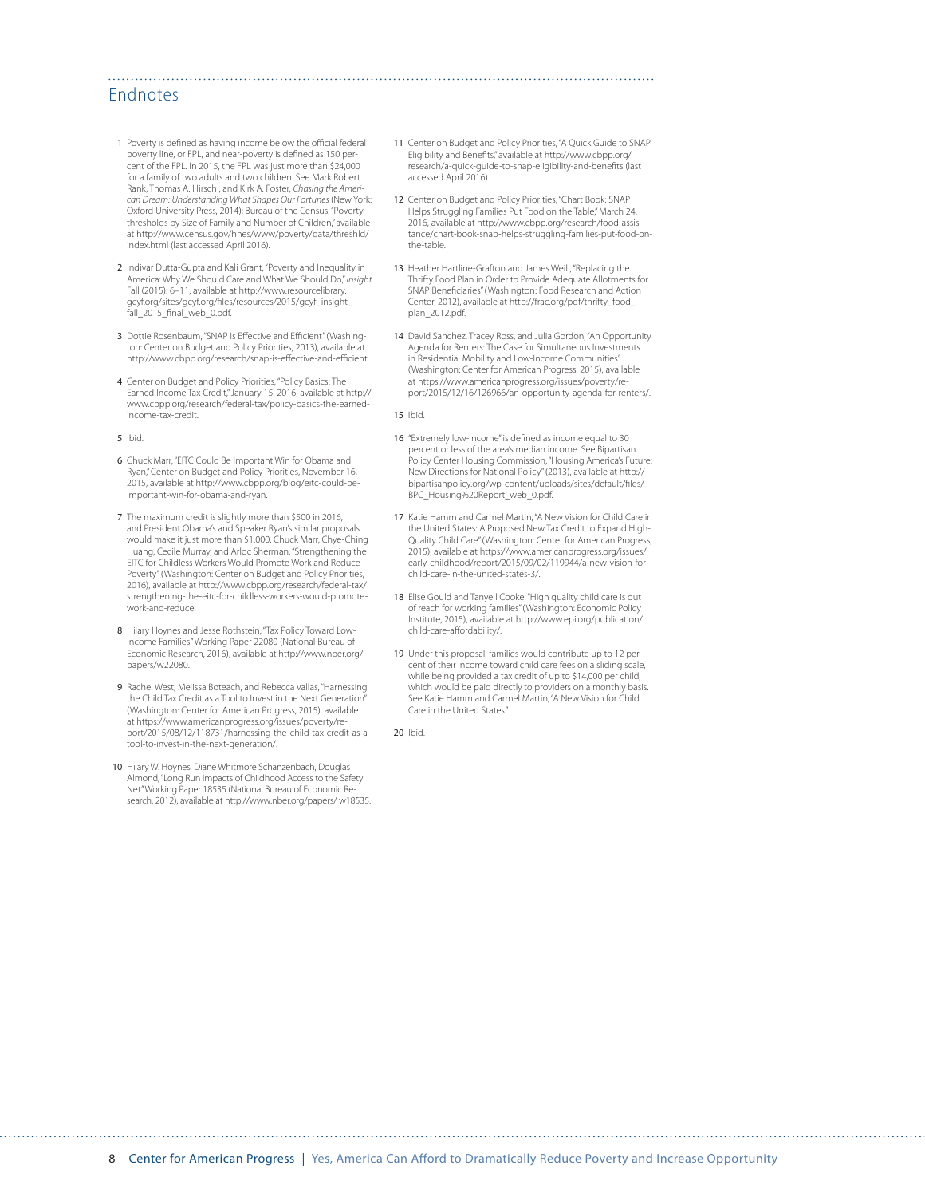## Endnotes

1 Poverty is defined as having income below the official federal poverty line, or FPL, and near-poverty is defined as 150 percent of the FPL. In 2015, the FPL was just more than $24,000 for a family of two adults and two children. See Mark Robert Rank, Thomas A. Hirschl, and Kirk A. Foster, *Chasing the American Dream: Understanding What Shapes Our Fortunes* (New York: Oxford University Press, 2014); Bureau of the Census, "Poverty thresholds by Size of Family and Number of Children," available at http://www.census.gov/hhes/www/poverty/data/threshld/index.html (last accessed April 2016).

2 Indivar Dutta-Gupta and Kali Grant, "Poverty and Inequality in America: Why We Should Care and What We Should Do," *Insight* Fall (2015): 6–11, available at http://www.resourcelibrary.gcyf.org/sites/gcyf.org/files/resources/2015/gcyf_insight_fall_2015_final_web_0.pdf.

3 Dottie Rosenbaum, "SNAP Is Effective and Efficient" (Washington: Center on Budget and Policy Priorities, 2013), available at http://www.cbpp.org/research/snap-is-effective-and-efficient.

4 Center on Budget and Policy Priorities, "Policy Basics: The Earned Income Tax Credit," January 15, 2016, available at http://www.cbpp.org/research/federal-tax/policy-basics-the-earned-income-tax-credit.

5 Ibid.

6 Chuck Marr, "EITC Could Be Important Win for Obama and Ryan," Center on Budget and Policy Priorities, November 16, 2015, available at http://www.cbpp.org/blog/eitc-could-be-important-win-for-obama-and-ryan.

7 The maximum credit is slightly more than $500 in 2016, and President Obama's and Speaker Ryan's similar proposals would make it just more than $1,000. Chuck Marr, Chye-Ching Huang, Cecile Murray, and Arloc Sherman, "Strengthening the EITC for Childless Workers Would Promote Work and Reduce Poverty" (Washington: Center on Budget and Policy Priorities, 2016), available at http://www.cbpp.org/research/federal-tax/strengthening-the-eitc-for-childless-workers-would-promote-work-and-reduce.

8 Hilary Hoynes and Jesse Rothstein, "Tax Policy Toward Low-Income Families." Working Paper 22080 (National Bureau of Economic Research, 2016), available at http://www.nber.org/papers/w22080.

9 Rachel West, Melissa Boteach, and Rebecca Vallas, "Harnessing the Child Tax Credit as a Tool to Invest in the Next Generation" (Washington: Center for American Progress, 2015), available at https://www.americanprogress.org/issues/poverty/report/2015/08/12/118731/harnessing-the-child-tax-credit-as-a-tool-to-invest-in-the-next-generation/.

10 Hilary W. Hoynes, Diane Whitmore Schanzenbach, Douglas Almond, "Long Run Impacts of Childhood Access to the Safety Net." Working Paper 18535 (National Bureau of Economic Research, 2012), available at http://www.nber.org/papers/ w18535.

11 Center on Budget and Policy Priorities, "A Quick Guide to SNAP Eligibility and Benefits," available at http://www.cbpp.org/research/a-quick-guide-to-snap-eligibility-and-benefits (last accessed April 2016).

12 Center on Budget and Policy Priorities, "Chart Book: SNAP Helps Struggling Families Put Food on the Table," March 24, 2016, available at http://www.cbpp.org/research/food-assistance/chart-book-snap-helps-struggling-families-put-food-on-the-table.

13 Heather Hartline-Grafton and James Weill, "Replacing the Thrifty Food Plan in Order to Provide Adequate Allotments for SNAP Beneficiaries" (Washington: Food Research and Action Center, 2012), available at http://frac.org/pdf/thrifty_food_plan_2012.pdf.

14 David Sanchez, Tracey Ross, and Julia Gordon, "An Opportunity Agenda for Renters: The Case for Simultaneous Investments in Residential Mobility and Low-Income Communities" (Washington: Center for American Progress, 2015), available at https://www.americanprogress.org/issues/poverty/report/2015/12/16/126966/an-opportunity-agenda-for-renters/.

15 Ibid.

16 "Extremely low-income" is defined as income equal to 30 percent or less of the area's median income. See Bipartisan Policy Center Housing Commission, "Housing America's Future: New Directions for National Policy" (2013), available at http://bipartisanpolicy.org/wp-content/uploads/sites/default/files/BPC_Housing%20Report_web_0.pdf.

17 Katie Hamm and Carmel Martin, "A New Vision for Child Care in the United States: A Proposed New Tax Credit to Expand High-Quality Child Care" (Washington: Center for American Progress, 2015), available at https://www.americanprogress.org/issues/early-childhood/report/2015/09/02/119944/a-new-vision-for-child-care-in-the-united-states-3/.

18 Elise Gould and Tanyell Cooke, "High quality child care is out of reach for working families" (Washington: Economic Policy Institute, 2015), available at http://www.epi.org/publication/child-care-affordability/.

19 Under this proposal, families would contribute up to 12 percent of their income toward child care fees on a sliding scale, while being provided a tax credit of up to $14,000 per child, which would be paid directly to providers on a monthly basis. See Katie Hamm and Carmel Martin, "A New Vision for Child Care in the United States."

20 Ibid.